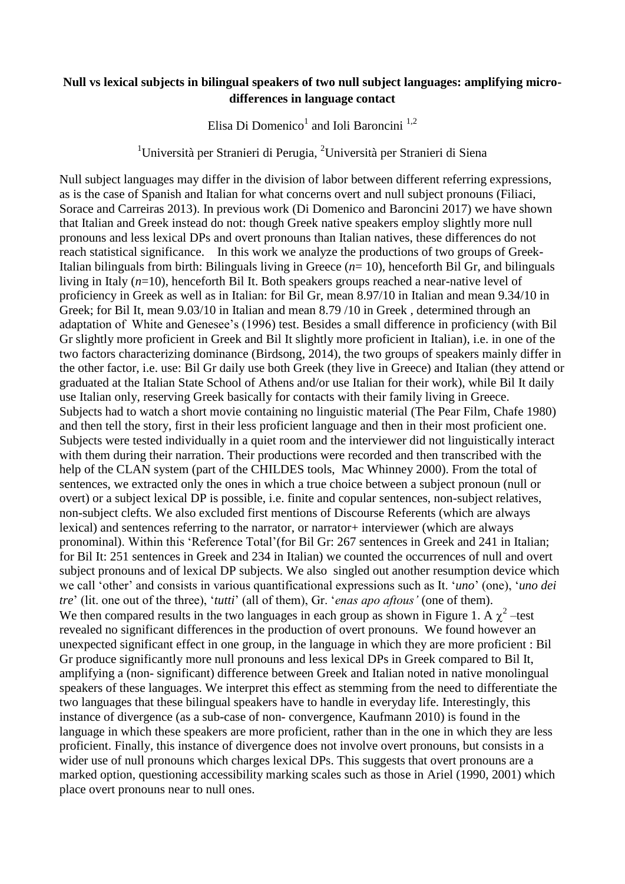**Null vs lexical subjects in bilingual speakers of two null subject languages: amplifying micro-differences in language contact**

Elisa Di Domenico[1] and Ioli Baroncini [1,2]

[1]Università per Stranieri di Perugia, [2]Università per Stranieri di Siena

Null subject languages may differ in the division of labor between different referring expressions, as is the case of Spanish and Italian for what concerns overt and null subject pronouns (Filiaci, Sorace and Carreiras 2013). In previous work (Di Domenico and Baroncini 2017) we have shown that Italian and Greek instead do not: though Greek native speakers employ slightly more null pronouns and less lexical DPs and overt pronouns than Italian natives, these differences do not reach statistical significance. In this work we analyze the productions of two groups of Greek-Italian bilinguals from birth: Bilinguals living in Greece (*n*= 10), henceforth Bil Gr, and bilinguals living in Italy (*n*=10), henceforth Bil It. Both speakers groups reached a near-native level of proficiency in Greek as well as in Italian: for Bil Gr, mean 8.97/10 in Italian and mean 9.34/10 in Greek; for Bil It, mean 9.03/10 in Italian and mean 8.79 /10 in Greek , determined through an adaptation of White and Genesee's (1996) test. Besides a small difference in proficiency (with Bil Gr slightly more proficient in Greek and Bil It slightly more proficient in Italian), i.e. in one of the two factors characterizing dominance (Birdsong, 2014), the two groups of speakers mainly differ in the other factor, i.e. use: Bil Gr daily use both Greek (they live in Greece) and Italian (they attend or graduated at the Italian State School of Athens and/or use Italian for their work), while Bil It daily use Italian only, reserving Greek basically for contacts with their family living in Greece. Subjects had to watch a short movie containing no linguistic material (The Pear Film, Chafe 1980) and then tell the story, first in their less proficient language and then in their most proficient one. Subjects were tested individually in a quiet room and the interviewer did not linguistically interact with them during their narration. Their productions were recorded and then transcribed with the help of the CLAN system (part of the CHILDES tools, Mac Whinney 2000). From the total of sentences, we extracted only the ones in which a true choice between a subject pronoun (null or overt) or a subject lexical DP is possible, i.e. finite and copular sentences, non-subject relatives, non-subject clefts. We also excluded first mentions of Discourse Referents (which are always lexical) and sentences referring to the narrator, or narrator+ interviewer (which are always pronominal). Within this 'Reference Total'(for Bil Gr: 267 sentences in Greek and 241 in Italian; for Bil It: 251 sentences in Greek and 234 in Italian) we counted the occurrences of null and overt subject pronouns and of lexical DP subjects. We also singled out another resumption device which we call 'other' and consists in various quantificational expressions such as It. '*uno*' (one), '*uno dei tre*' (lit. one out of the three), '*tutti*' (all of them), Gr. '*enas apo aftous'* (one of them). We then compared results in the two languages in each group as shown in Figure 1. A $\chi^2$ –test revealed no significant differences in the production of overt pronouns. We found however an unexpected significant effect in one group, in the language in which they are more proficient : Bil Gr produce significantly more null pronouns and less lexical DPs in Greek compared to Bil It, amplifying a (non- significant) difference between Greek and Italian noted in native monolingual speakers of these languages. We interpret this effect as stemming from the need to differentiate the two languages that these bilingual speakers have to handle in everyday life. Interestingly, this instance of divergence (as a sub-case of non- convergence, Kaufmann 2010) is found in the language in which these speakers are more proficient, rather than in the one in which they are less proficient. Finally, this instance of divergence does not involve overt pronouns, but consists in a wider use of null pronouns which charges lexical DPs. This suggests that overt pronouns are a marked option, questioning accessibility marking scales such as those in Ariel (1990, 2001) which place overt pronouns near to null ones.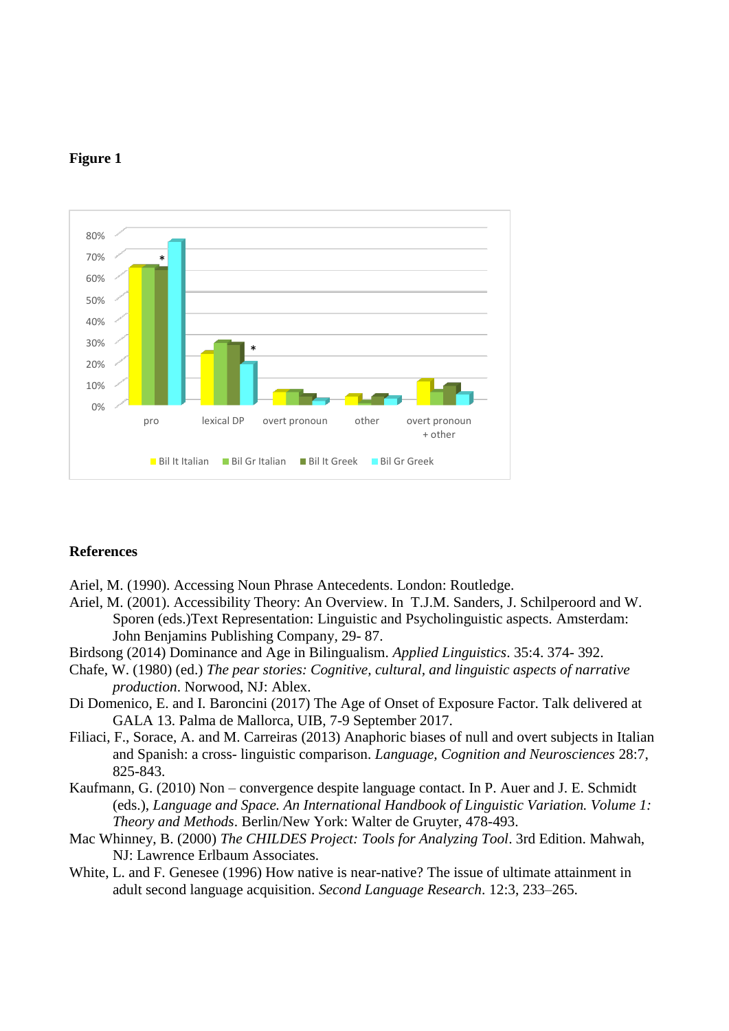**Figure 1**

80%
70%
60%
50%
40%
30%
20%
10%
0%

*
*

pro
lexical DP
overt pronoun
other
overt pronoun + other

Bil It Italian
Bil Gr Italian
Bil It Greek
Bil Gr Greek

## References

Ariel, M. (1990). Accessing Noun Phrase Antecedents. London: Routledge.

Ariel, M. (2001). Accessibility Theory: An Overview. In T.J.M. Sanders, J. Schilperoord and W. Sporen (eds.)Text Representation: Linguistic and Psycholinguistic aspects. Amsterdam: John Benjamins Publishing Company, 29- 87.

Birdsong (2014) Dominance and Age in Bilingualism. *Applied Linguistics*. 35:4. 374- 392.

Chafe, W. (1980) (ed.) *The pear stories: Cognitive, cultural, and linguistic aspects of narrative production*. Norwood, NJ: Ablex.

Di Domenico, E. and I. Baroncini (2017) The Age of Onset of Exposure Factor. Talk delivered at GALA 13. Palma de Mallorca, UIB, 7-9 September 2017.

Filiaci, F., Sorace, A. and M. Carreiras (2013) Anaphoric biases of null and overt subjects in Italian and Spanish: a cross- linguistic comparison. *Language, Cognition and Neurosciences* 28:7, 825-843.

Kaufmann, G. (2010) Non – convergence despite language contact. In P. Auer and J. E. Schmidt (eds.), *Language and Space. An International Handbook of Linguistic Variation. Volume 1: Theory and Methods*. Berlin/New York: Walter de Gruyter, 478-493.

Mac Whinney, B. (2000) *The CHILDES Project: Tools for Analyzing Tool*. 3rd Edition. Mahwah, NJ: Lawrence Erlbaum Associates.

White, L. and F. Genesee (1996) How native is near-native? The issue of ultimate attainment in adult second language acquisition. *Second Language Research*. 12:3, 233–265.